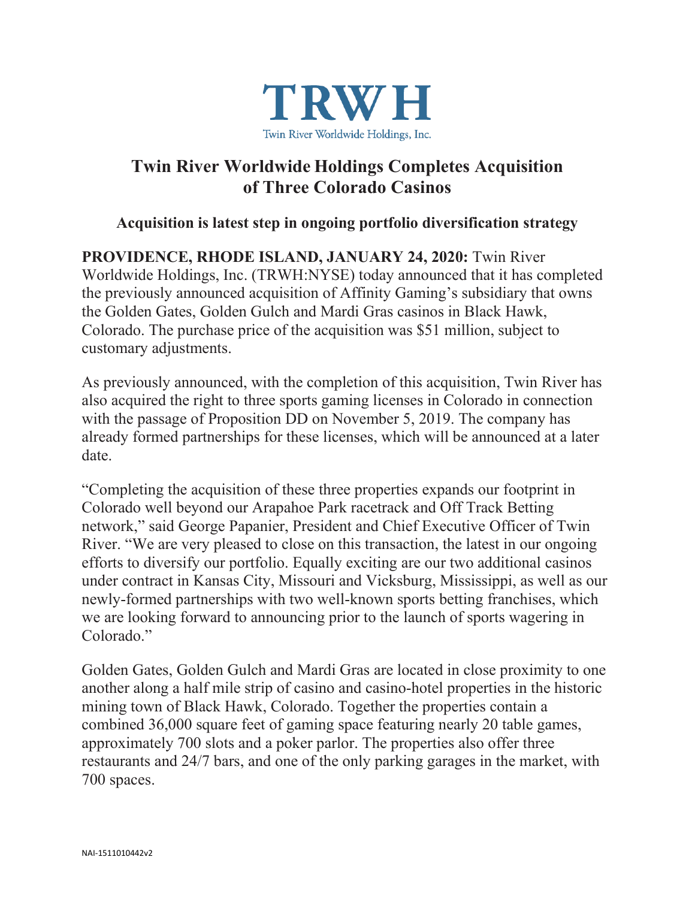TRWH

Twin River Worldwide Holdings, Inc.

# Twin River Worldwide Holdings Completes Acquisition of Three Colorado Casinos

### Acquisition is latest step in ongoing portfolio diversification strategy

**PROVIDENCE, RHODE ISLAND, JANUARY 24, 2020:** Twin River Worldwide Holdings, Inc. (TRWH:NYSE) today announced that it has completed the previously announced acquisition of Affinity Gaming's subsidiary that owns the Golden Gates, Golden Gulch and Mardi Gras casinos in Black Hawk, Colorado. The purchase price of the acquisition was $51 million, subject to customary adjustments.

As previously announced, with the completion of this acquisition, Twin River has also acquired the right to three sports gaming licenses in Colorado in connection with the passage of Proposition DD on November 5, 2019. The company has already formed partnerships for these licenses, which will be announced at a later date.

"Completing the acquisition of these three properties expands our footprint in Colorado well beyond our Arapahoe Park racetrack and Off Track Betting network," said George Papanier, President and Chief Executive Officer of Twin River. "We are very pleased to close on this transaction, the latest in our ongoing efforts to diversify our portfolio. Equally exciting are our two additional casinos under contract in Kansas City, Missouri and Vicksburg, Mississippi, as well as our newly-formed partnerships with two well-known sports betting franchises, which we are looking forward to announcing prior to the launch of sports wagering in Colorado."

Golden Gates, Golden Gulch and Mardi Gras are located in close proximity to one another along a half mile strip of casino and casino-hotel properties in the historic mining town of Black Hawk, Colorado. Together the properties contain a combined 36,000 square feet of gaming space featuring nearly 20 table games, approximately 700 slots and a poker parlor. The properties also offer three restaurants and 24/7 bars, and one of the only parking garages in the market, with 700 spaces.

NAI-1511010442v2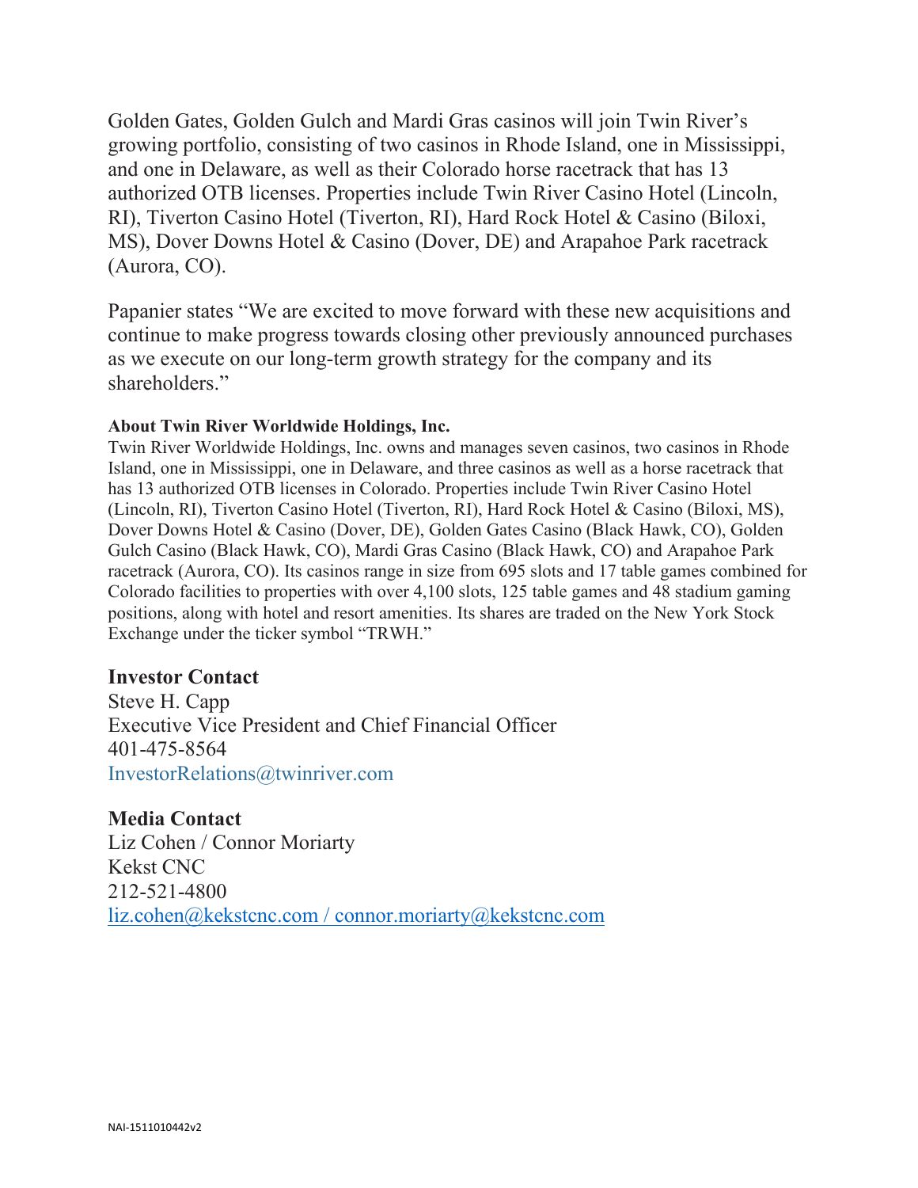Golden Gates, Golden Gulch and Mardi Gras casinos will join Twin River's growing portfolio, consisting of two casinos in Rhode Island, one in Mississippi, and one in Delaware, as well as their Colorado horse racetrack that has 13 authorized OTB licenses. Properties include Twin River Casino Hotel (Lincoln, RI), Tiverton Casino Hotel (Tiverton, RI), Hard Rock Hotel & Casino (Biloxi, MS), Dover Downs Hotel & Casino (Dover, DE) and Arapahoe Park racetrack (Aurora, CO).

Papanier states "We are excited to move forward with these new acquisitions and continue to make progress towards closing other previously announced purchases as we execute on our long-term growth strategy for the company and its shareholders."

**About Twin River Worldwide Holdings, Inc.**

Twin River Worldwide Holdings, Inc. owns and manages seven casinos, two casinos in Rhode Island, one in Mississippi, one in Delaware, and three casinos as well as a horse racetrack that has 13 authorized OTB licenses in Colorado. Properties include Twin River Casino Hotel (Lincoln, RI), Tiverton Casino Hotel (Tiverton, RI), Hard Rock Hotel & Casino (Biloxi, MS), Dover Downs Hotel & Casino (Dover, DE), Golden Gates Casino (Black Hawk, CO), Golden Gulch Casino (Black Hawk, CO), Mardi Gras Casino (Black Hawk, CO) and Arapahoe Park racetrack (Aurora, CO). Its casinos range in size from 695 slots and 17 table games combined for Colorado facilities to properties with over 4,100 slots, 125 table games and 48 stadium gaming positions, along with hotel and resort amenities. Its shares are traded on the New York Stock Exchange under the ticker symbol "TRWH."

**Investor Contact**

Steve H. Capp
Executive Vice President and Chief Financial Officer
401-475-8564
InvestorRelations@twinriver.com

**Media Contact**

Liz Cohen / Connor Moriarty
Kekst CNC
212-521-4800
liz.cohen@kekstcnc.com / connor.moriarty@kekstcnc.com

NAI-1511010442v2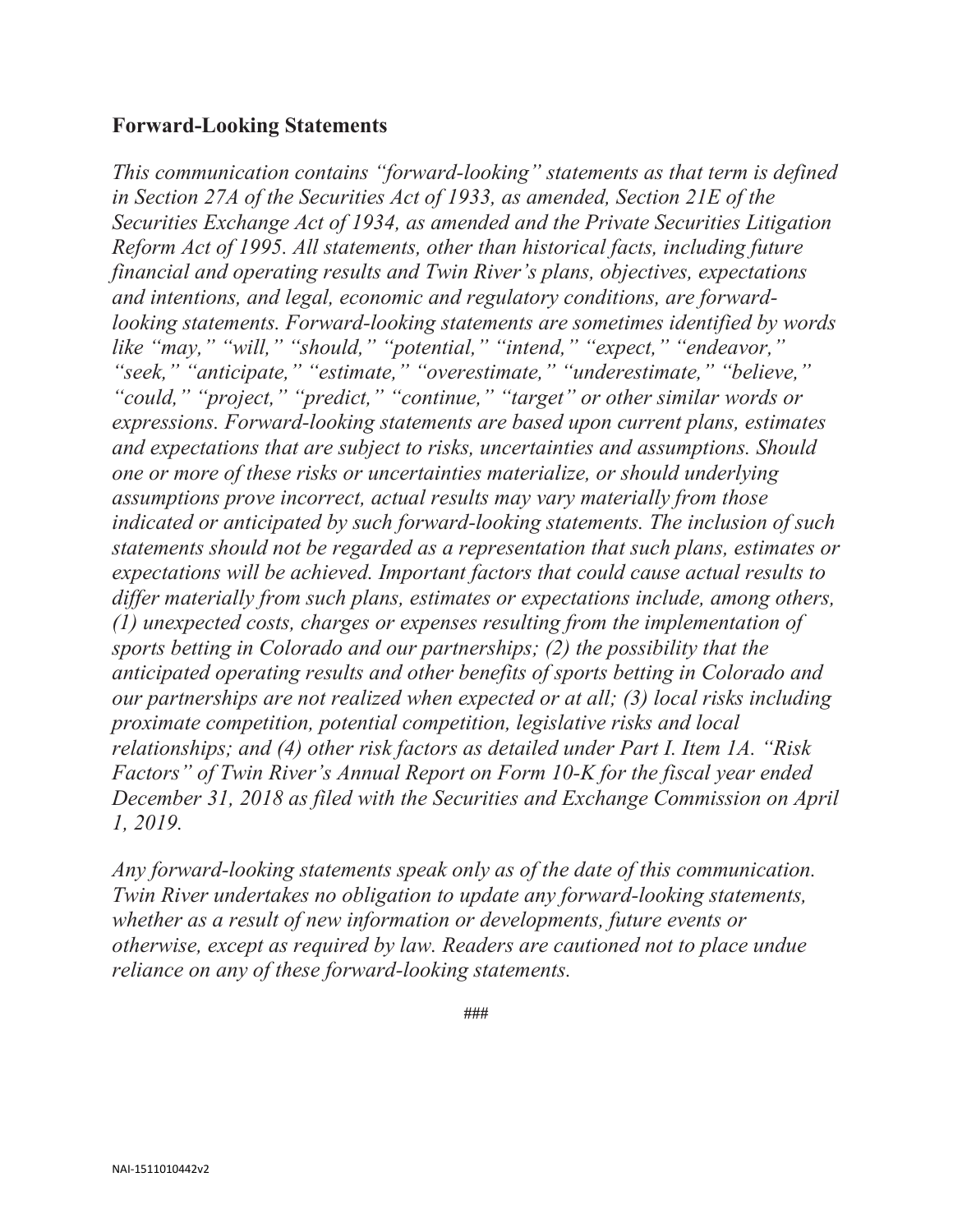## Forward-Looking Statements

*This communication contains "forward-looking" statements as that term is defined in Section 27A of the Securities Act of 1933, as amended, Section 21E of the Securities Exchange Act of 1934, as amended and the Private Securities Litigation Reform Act of 1995. All statements, other than historical facts, including future financial and operating results and Twin River's plans, objectives, expectations and intentions, and legal, economic and regulatory conditions, are forward-looking statements. Forward-looking statements are sometimes identified by words like "may," "will," "should," "potential," "intend," "expect," "endeavor," "seek," "anticipate," "estimate," "overestimate," "underestimate," "believe," "could," "project," "predict," "continue," "target" or other similar words or expressions. Forward-looking statements are based upon current plans, estimates and expectations that are subject to risks, uncertainties and assumptions. Should one or more of these risks or uncertainties materialize, or should underlying assumptions prove incorrect, actual results may vary materially from those indicated or anticipated by such forward-looking statements. The inclusion of such statements should not be regarded as a representation that such plans, estimates or expectations will be achieved. Important factors that could cause actual results to differ materially from such plans, estimates or expectations include, among others, (1) unexpected costs, charges or expenses resulting from the implementation of sports betting in Colorado and our partnerships; (2) the possibility that the anticipated operating results and other benefits of sports betting in Colorado and our partnerships are not realized when expected or at all; (3) local risks including proximate competition, potential competition, legislative risks and local relationships; and (4) other risk factors as detailed under Part I. Item 1A. "Risk Factors" of Twin River's Annual Report on Form 10-K for the fiscal year ended December 31, 2018 as filed with the Securities and Exchange Commission on April 1, 2019.*

*Any forward-looking statements speak only as of the date of this communication. Twin River undertakes no obligation to update any forward-looking statements, whether as a result of new information or developments, future events or otherwise, except as required by law. Readers are cautioned not to place undue reliance on any of these forward-looking statements.*

###

NAI-1511010442v2